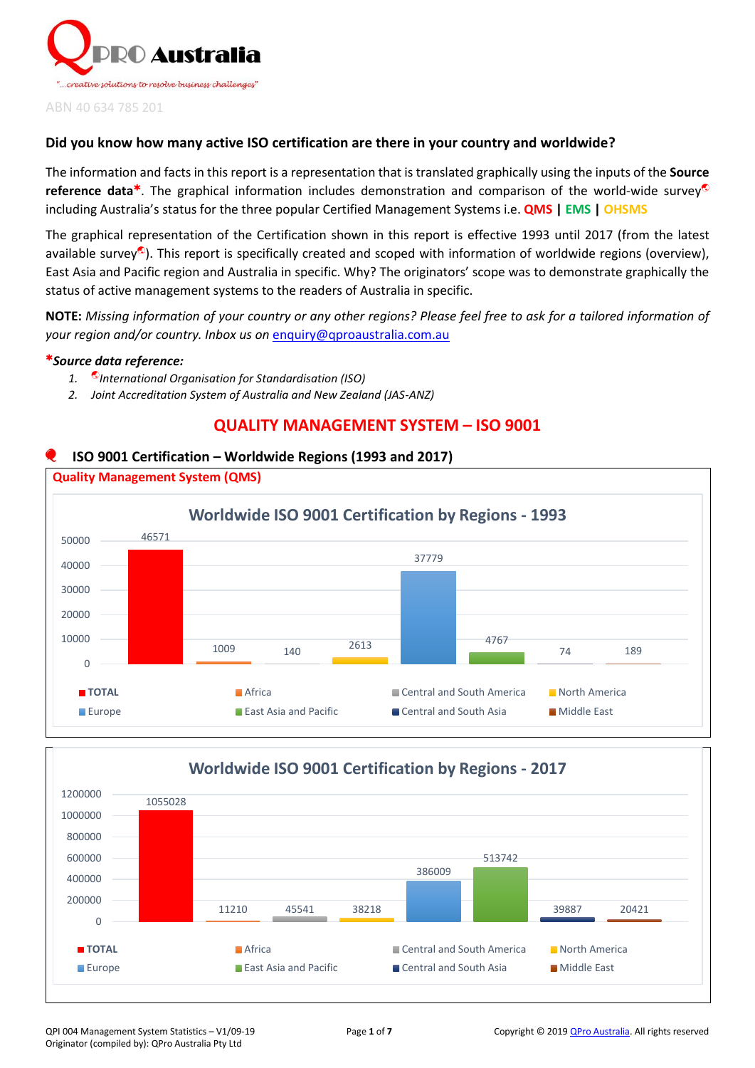# QPRO Australia

"...creative solutions to resolve business challenges"

ABN 40 634 785 201

**Did you know how many active ISO certification are there in your country and worldwide?**

The information and facts in this report is a representation that is translated graphically using the inputs of the **Source reference data***. The graphical information includes demonstration and comparison of the world-wide survey including Australia's status for the three popular Certified Management Systems i.e. **QMS** | **EMS** | **OHSMS**

The graphical representation of the Certification shown in this report is effective 1993 until 2017 (from the latest available survey). This report is specifically created and scoped with information of worldwide regions (overview), East Asia and Pacific region and Australia in specific. Why? The originators' scope was to demonstrate graphically the status of active management systems to the readers of Australia in specific.

**NOTE:** *Missing information of your country or any other regions? Please feel free to ask for a tailored information of your region and/or country. Inbox us on* enquiry@qproaustralia.com.au

***Source data reference:***

1. *International Organisation for Standardisation (ISO)*
2. *Joint Accreditation System of Australia and New Zealand (JAS-ANZ)*

## QUALITY MANAGEMENT SYSTEM – ISO 9001

### ISO 9001 Certification – Worldwide Regions (1993 and 2017)

**Quality Management System (QMS)**

**Worldwide ISO 9001 Certification by Regions - 1993**

| Region | Certifications |
|---|---|
| TOTAL | 46571 |
| Africa | 1009 |
| Central and South America | 140 |
| North America | 2613 |
| Europe | 37779 |
| East Asia and Pacific | 4767 |
| Central and South Asia | 74 |
| Middle East | 189 |

**Worldwide ISO 9001 Certification by Regions - 2017**

| Region | Certifications |
|---|---|
| TOTAL | 1055028 |
| Africa | 11210 |
| Central and South America | 45541 |
| North America | 38218 |
| Europe | 386009 |
| East Asia and Pacific | 513742 |
| Central and South Asia | 39887 |
| Middle East | 20421 |

QPI 004 Management System Statistics – V1/09-19
Originator (compiled by): QPro Australia Pty Ltd

Copyright © 2019 QPro Australia. All rights reserved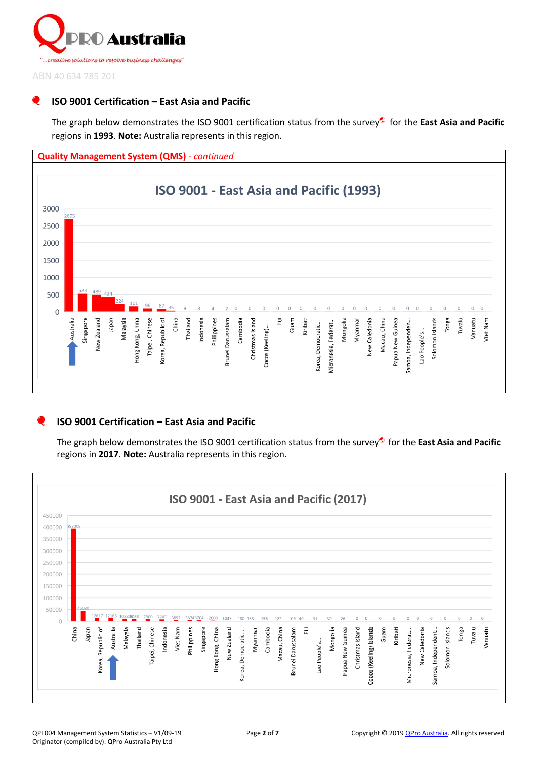QPRO Australia

"...creative solutions to resolve business challenges"

ABN 40 634 785 201

## ISO 9001 Certification – East Asia and Pacific

The graph below demonstrates the ISO 9001 certification status from the survey for the **East Asia and Pacific** regions in **1993**. **Note:** Australia represents in this region.

**Quality Management System (QMS)** - *continued*

**ISO 9001 - East Asia and Pacific (1993)**

| Country | Certificates |
|---|---|
| Australia | 2695 |
| Singapore | 523 |
| New Zealand | 489 |
| Japan | 434 |
| Malaysia | 224 |
| Hong Kong, China | 161 |
| Taipei, Chinese | 96 |
| Korea, Republic of | 87 |
| China | 35 |
| Thailand | 9 |
| Indonesia | 8 |
| Philippines | 4 |
| Brunei Darussalam | 2 |
| Cambodia | 0 |
| Christmas Island | 0 |
| Cocos (Keeling)... | 0 |
| Fiji | 0 |
| Guam | 0 |
| Kiribati | 0 |
| Korea, Democratic... | 0 |
| Micronesia, Federat... | 0 |
| Mongolia | 0 |
| Myanmar | 0 |
| New Caledonia | 0 |
| Macau, China | 0 |
| Papua New Guinea | 0 |
| Samoa, Independen... | 0 |
| Lao People's... | 0 |
| Solomon Islands | 0 |
| Tonga | 0 |
| Tuvalu | 0 |
| Vanuatu | 0 |
| Viet Nam | 0 |

## ISO 9001 Certification – East Asia and Pacific

The graph below demonstrates the ISO 9001 certification status from the survey for the **East Asia and Pacific** regions in **2017**. **Note:** Australia represents in this region.

**ISO 9001 - East Asia and Pacific (2017)**

| Country | Certificates |
|---|---|
| China | 393008 |
| Japan | 45030 |
| Korea, Republic of | 12617 |
| Australia | 12163 |
| Malaysia | 10380 |
| Thailand | 9088 |
| Taipei, Chinese | 7900 |
| Indonesia | 7287 |
| Viet Nam | 3897 |
| Philippines | 3874 |
| Singapore | 3704 |
| Hong Kong, China | 2600 |
| New Zealand | 1037 |
| Korea, Democratic... | 480 |
| Myanmar | 163 |
| Cambodia | 156 |
| Macau, China | 122 |
| Brunei Darussalam | 109 |
| Fiji | 40 |
| Lao People's... | 31 |
| Mongolia | 30 |
| Papua New Guinea | 26 |
| Christmas Island | 0 |
| Cocos (Keeling) Islands | 0 |
| Guam | 0 |
| Kiribati | 0 |
| Micronesia, Federat... | 0 |
| New Caledonia | 0 |
| Samoa, Independent... | 0 |
| Solomon Islands | 0 |
| Tonga | 0 |
| Tuvalu | 0 |
| Vanuatu | 0 |

QPI 004 Management System Statistics – V1/09-19
Originator (compiled by): QPro Australia Pty Ltd

Copyright © 2019 QPro Australia. All rights reserved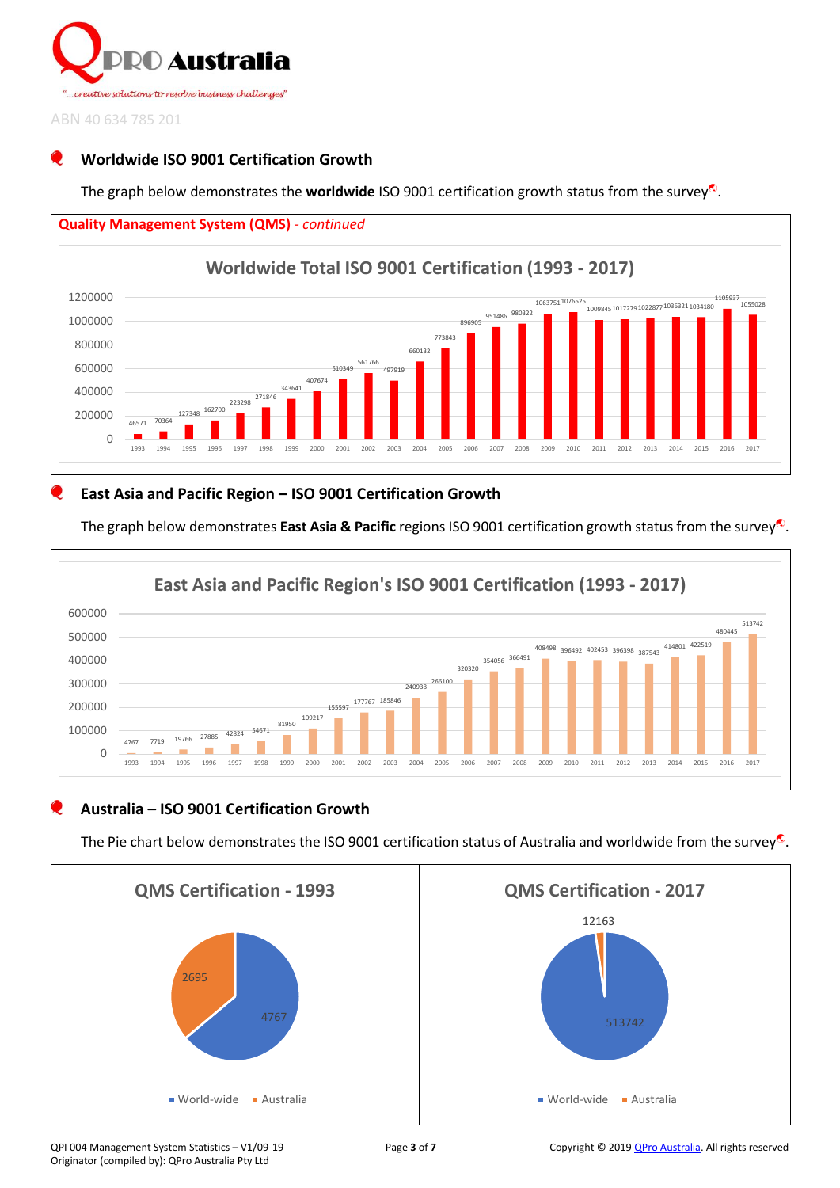## Worldwide ISO 9001 Certification Growth

The graph below demonstrates the **worldwide** ISO 9001 certification growth status from the survey.

**Quality Management System (QMS)** - *continued*

**Worldwide Total ISO 9001 Certification (1993 - 2017)**

| Year | Certifications |
|---|---|
| 1993 | 46571 |
| 1994 | 70364 |
| 1995 | 127348 |
| 1996 | 162700 |
| 1997 | 223298 |
| 1998 | 271846 |
| 1999 | 343641 |
| 2000 | 407674 |
| 2001 | 510349 |
| 2002 | 561766 |
| 2003 | 497919 |
| 2004 | 660132 |
| 2005 | 773843 |
| 2006 | 896905 |
| 2007 | 951486 |
| 2008 | 980322 |
| 2009 | 1063751 |
| 2010 | 1076525 |
| 2011 | 1009845 |
| 2012 | 1017279 |
| 2013 | 1022877 |
| 2014 | 1036321 |
| 2015 | 1034180 |
| 2016 | 1105937 |
| 2017 | 1055028 |

## East Asia and Pacific Region – ISO 9001 Certification Growth

The graph below demonstrates **East Asia & Pacific** regions ISO 9001 certification growth status from the survey.

**East Asia and Pacific Region's ISO 9001 Certification (1993 - 2017)**

| Year | Certifications |
|---|---|
| 1993 | 4767 |
| 1994 | 7719 |
| 1995 | 19766 |
| 1996 | 27885 |
| 1997 | 42824 |
| 1998 | 54671 |
| 1999 | 81950 |
| 2000 | 109217 |
| 2001 | 155597 |
| 2002 | 177767 |
| 2003 | 185846 |
| 2004 | 240938 |
| 2005 | 266100 |
| 2006 | 320320 |
| 2007 | 354056 |
| 2008 | 366491 |
| 2009 | 408498 |
| 2010 | 396492 |
| 2011 | 402453 |
| 2012 | 396398 |
| 2013 | 387543 |
| 2014 | 414801 |
| 2015 | 422519 |
| 2016 | 480445 |
| 2017 | 513742 |

## Australia – ISO 9001 Certification Growth

The Pie chart below demonstrates the ISO 9001 certification status of Australia and worldwide from the survey.

**QMS Certification - 1993**

| | Certifications |
|---|---|
| World-wide | 4767 |
| Australia | 2695 |

**QMS Certification - 2017**

| | Certifications |
|---|---|
| World-wide | 513742 |
| Australia | 12163 |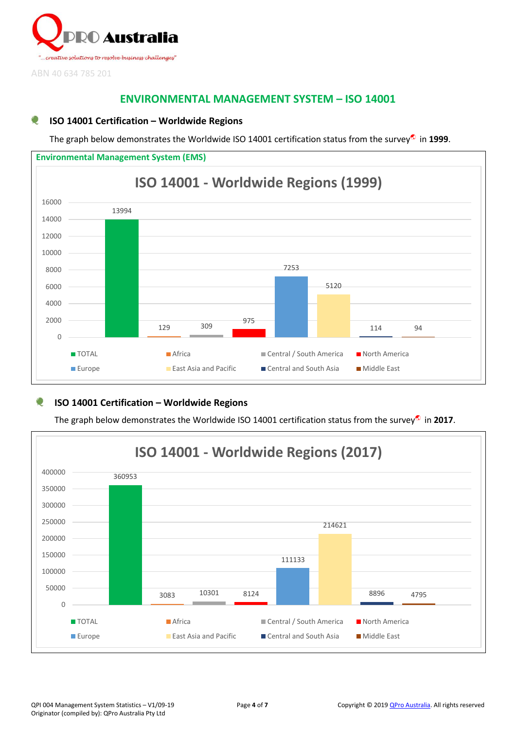# ENVIRONMENTAL MANAGEMENT SYSTEM – ISO 14001

## ISO 14001 Certification – Worldwide Regions

The graph below demonstrates the Worldwide ISO 14001 certification status from the survey in **1999**.

**Environmental Management System (EMS)**

**ISO 14001 - Worldwide Regions (1999)**

| Region | Certifications |
|---|---|
| TOTAL | 13994 |
| Africa | 129 |
| Central / South America | 309 |
| North America | 975 |
| Europe | 7253 |
| East Asia and Pacific | 5120 |
| Central and South Asia | 114 |
| Middle East | 94 |

## ISO 14001 Certification – Worldwide Regions

The graph below demonstrates the Worldwide ISO 14001 certification status from the survey in **2017**.

**ISO 14001 - Worldwide Regions (2017)**

| Region | Certifications |
|---|---|
| TOTAL | 360953 |
| Africa | 3083 |
| Central / South America | 10301 |
| North America | 8124 |
| Europe | 111133 |
| East Asia and Pacific | 214621 |
| Central and South Asia | 8896 |
| Middle East | 4795 |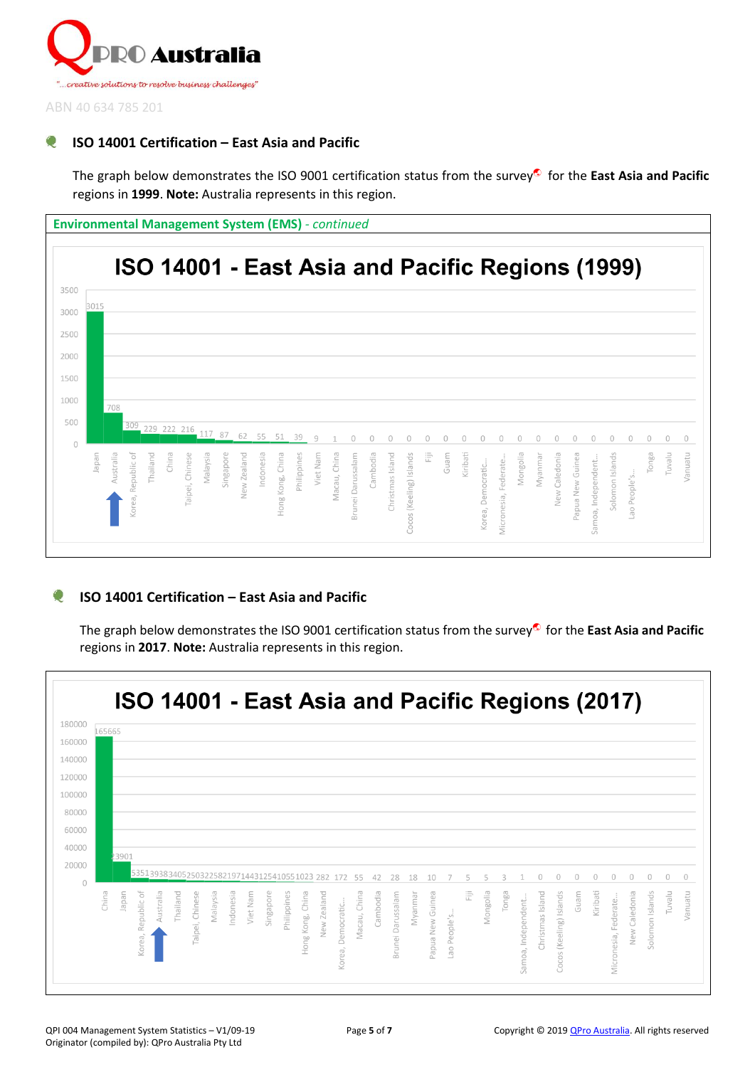## ISO 14001 Certification – East Asia and Pacific

The graph below demonstrates the ISO 9001 certification status from the survey for the **East Asia and Pacific** regions in **1999**. **Note:** Australia represents in this region.

**Environmental Management System (EMS)** *- continued*

**ISO 14001 - East Asia and Pacific Regions (1999)**

| Country | Certificates |
|---|---|
| Japan | 3015 |
| Australia | 708 |
| Korea, Republic of | 309 |
| Thailand | 229 |
| China | 222 |
| Taipei, Chinese | 216 |
| Malaysia | 117 |
| Singapore | 87 |
| New Zealand | 62 |
| Indonesia | 55 |
| Hong Kong, China | 51 |
| Philippines | 39 |
| Viet Nam | 9 |
| Macau, China | 1 |
| Brunei Darussalam | 0 |
| Cambodia | 0 |
| Christmas Island | 0 |
| Cocos (Keeling) Islands | 0 |
| Fiji | 0 |
| Guam | 0 |
| Kiribati | 0 |
| Korea, Democratic... | 0 |
| Micronesia, Federate... | 0 |
| Mongolia | 0 |
| Myanmar | 0 |
| New Caledonia | 0 |
| Papua New Guinea | 0 |
| Samoa, Independent... | 0 |
| Solomon Islands | 0 |
| Lao People's... | 0 |
| Tonga | 0 |
| Tuvalu | 0 |
| Vanuatu | 0 |

## ISO 14001 Certification – East Asia and Pacific

The graph below demonstrates the ISO 9001 certification status from the survey for the **East Asia and Pacific** regions in **2017**. **Note:** Australia represents in this region.

**ISO 14001 - East Asia and Pacific Regions (2017)**

| Country | Certificates |
|---|---|
| China | 165665 |
| Japan | 23901 |
| Korea, Republic of | 5351 |
| Australia | 3938 |
| Thailand | 3405 |
| Taipei, Chinese | 2503 |
| Malaysia | 2258 |
| Indonesia | 2197 |
| Viet Nam | 1443 |
| Singapore | 1254 |
| Philippines | 1055 |
| Hong Kong, China | 1023 |
| New Zealand | 282 |
| Korea, Democratic... | 172 |
| Macau, China | 55 |
| Cambodia | 42 |
| Brunei Darussalam | 28 |
| Myanmar | 18 |
| Papua New Guinea | 10 |
| Lao People's... | 7 |
| Fiji | 5 |
| Mongolia | 5 |
| Tonga | 3 |
| Samoa, Independent... | 1 |
| Christmas Island | 0 |
| Cocos (Keeling) Islands | 0 |
| Guam | 0 |
| Kiribati | 0 |
| Micronesia, Federate... | 0 |
| New Caledonia | 0 |
| Solomon Islands | 0 |
| Tuvalu | 0 |
| Vanuatu | 0 |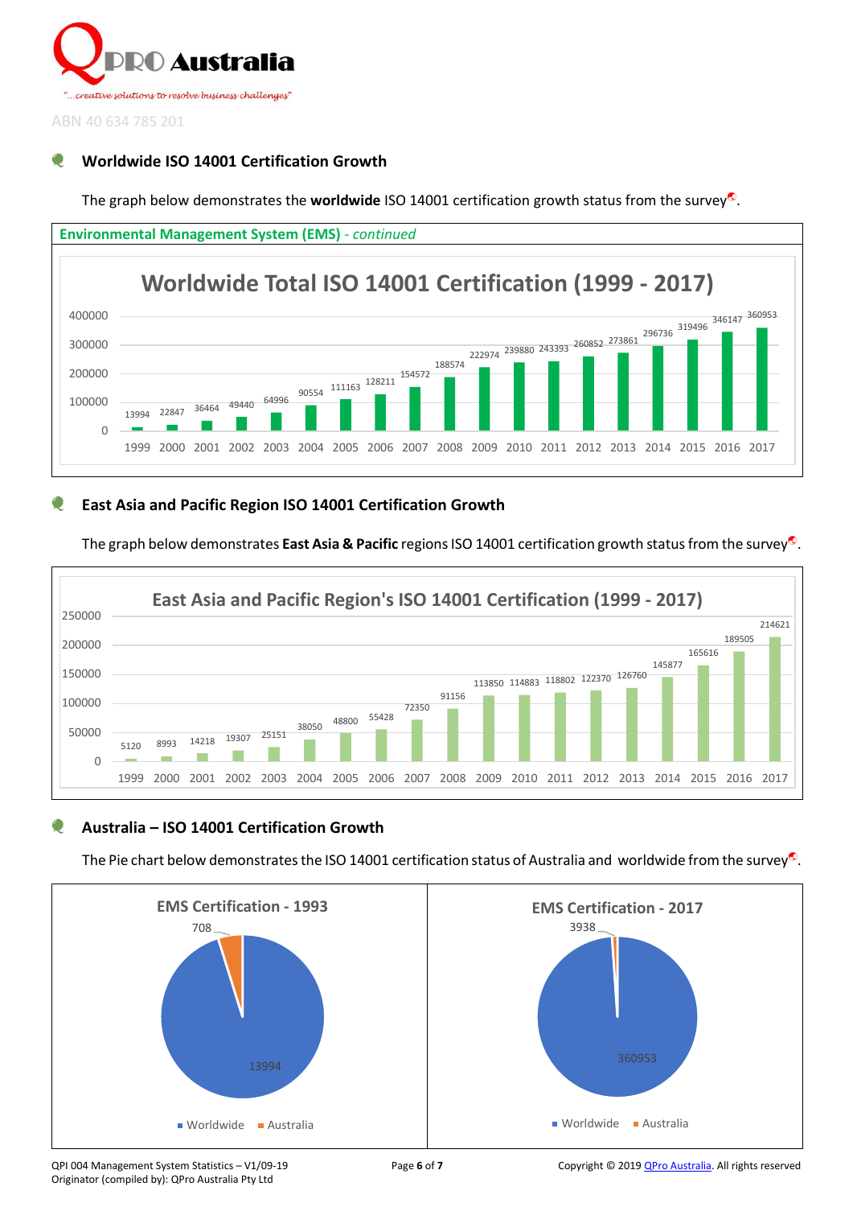## Worldwide ISO 14001 Certification Growth

The graph below demonstrates the **worldwide** ISO 14001 certification growth status from the survey.

**Environmental Management System (EMS)** *- continued*

**Worldwide Total ISO 14001 Certification (1999 - 2017)**

| Year | Certifications |
|---|---|
| 1999 | 13994 |
| 2000 | 22847 |
| 2001 | 36464 |
| 2002 | 49440 |
| 2003 | 64996 |
| 2004 | 90554 |
| 2005 | 111163 |
| 2006 | 128211 |
| 2007 | 154572 |
| 2008 | 188574 |
| 2009 | 222974 |
| 2010 | 239880 |
| 2011 | 243393 |
| 2012 | 260852 |
| 2013 | 273861 |
| 2014 | 296736 |
| 2015 | 319496 |
| 2016 | 346147 |
| 2017 | 360953 |

## East Asia and Pacific Region ISO 14001 Certification Growth

The graph below demonstrates **East Asia & Pacific** regions ISO 14001 certification growth status from the survey.

**East Asia and Pacific Region's ISO 14001 Certification (1999 - 2017)**

| Year | Certifications |
|---|---|
| 1999 | 5120 |
| 2000 | 8993 |
| 2001 | 14218 |
| 2002 | 19307 |
| 2003 | 25151 |
| 2004 | 38050 |
| 2005 | 48800 |
| 2006 | 55428 |
| 2007 | 72350 |
| 2008 | 91156 |
| 2009 | 113850 |
| 2010 | 114883 |
| 2011 | 118802 |
| 2012 | 122370 |
| 2013 | 126760 |
| 2014 | 145877 |
| 2015 | 165616 |
| 2016 | 189505 |
| 2017 | 214621 |

## Australia – ISO 14001 Certification Growth

The Pie chart below demonstrates the ISO 14001 certification status of Australia and worldwide from the survey.

**EMS Certification - 1993**

| | Certifications |
|---|---|
| Worldwide | 13994 |
| Australia | 708 |

**EMS Certification - 2017**

| | Certifications |
|---|---|
| Worldwide | 360953 |
| Australia | 3938 |

QPI 004 Management System Statistics – V1/09-19
Originator (compiled by): QPro Australia Pty Ltd

Copyright © 2019 QPro Australia. All rights reserved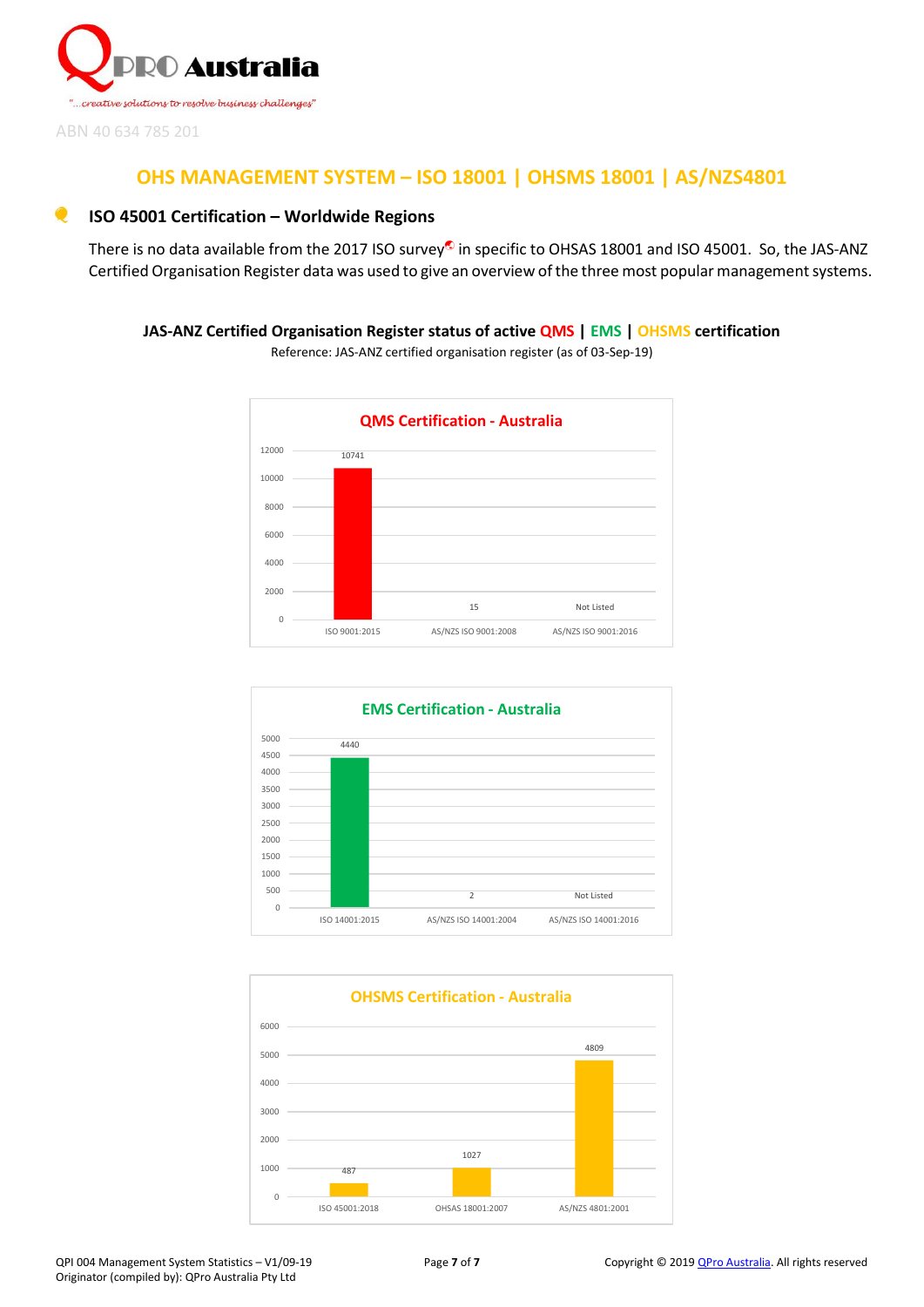QPRO Australia

"...creative solutions to resolve business challenges"

ABN 40 634 785 201

# OHS MANAGEMENT SYSTEM – ISO 18001 | OHSMS 18001 | AS/NZS4801

## ISO 45001 Certification – Worldwide Regions

There is no data available from the 2017 ISO survey in specific to OHSAS 18001 and ISO 45001. So, the JAS-ANZ Certified Organisation Register data was used to give an overview of the three most popular management systems.

**JAS-ANZ Certified Organisation Register status of active QMS | EMS | OHSMS certification**

Reference: JAS-ANZ certified organisation register (as of 03-Sep-19)

QMS Certification - Australia

12000
10000
8000
6000
4000
2000
0

10741
15
Not Listed

ISO 9001:2015
AS/NZS ISO 9001:2008
AS/NZS ISO 9001:2016

EMS Certification - Australia

5000
4500
4000
3500
3000
2500
2000
1500
1000
500
0

4440
2
Not Listed

ISO 14001:2015
AS/NZS ISO 14001:2004
AS/NZS ISO 14001:2016

OHSMS Certification - Australia

6000
5000
4000
3000
2000
1000
0

487
1027
4809

ISO 45001:2018
OHSAS 18001:2007
AS/NZS 4801:2001

QPI 004 Management System Statistics – V1/09-19
Originator (compiled by): QPro Australia Pty Ltd

Copyright © 2019 QPro Australia. All rights reserved